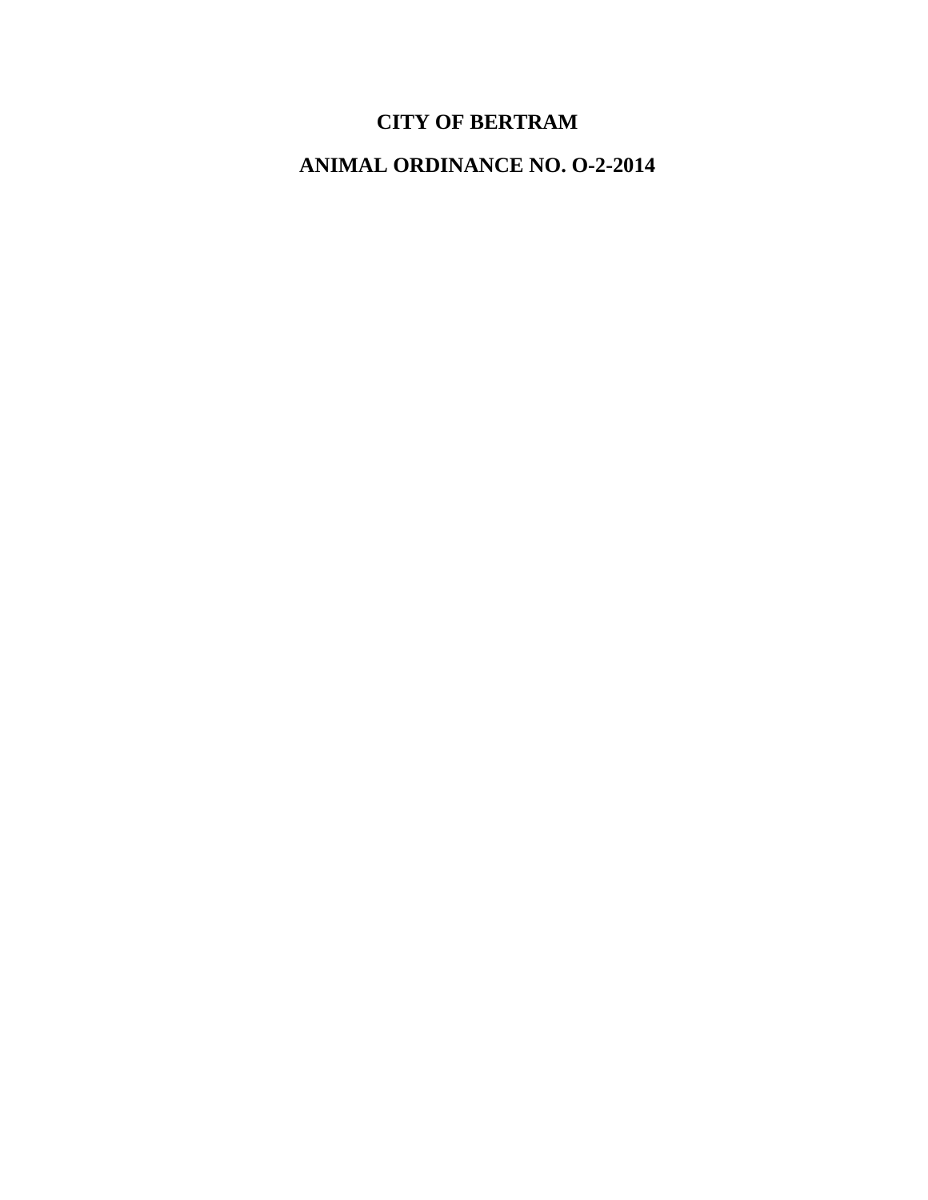# CITY OF BERTRAM

# ANIMAL ORDINANCE NO. O-2-2014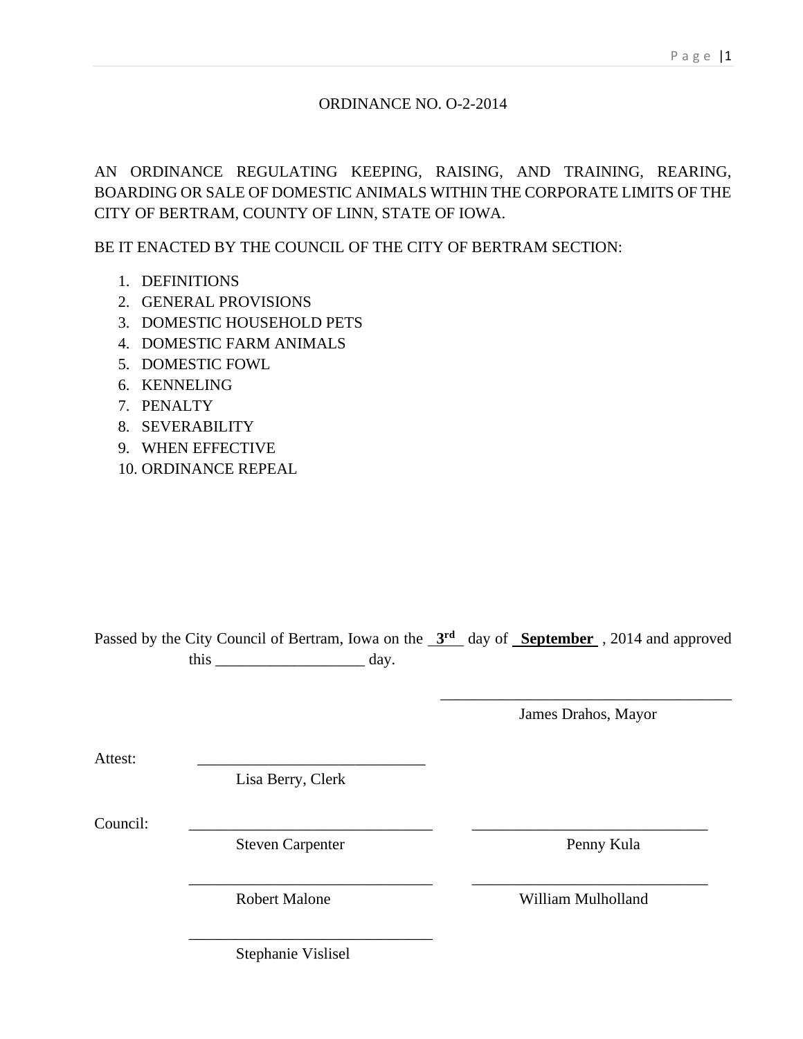# ORDINANCE NO. O-2-2014

AN ORDINANCE REGULATING KEEPING, RAISING, AND TRAINING, REARING, BOARDING OR SALE OF DOMESTIC ANIMALS WITHIN THE CORPORATE LIMITS OF THE CITY OF BERTRAM, COUNTY OF LINN, STATE OF IOWA.

BE IT ENACTED BY THE COUNCIL OF THE CITY OF BERTRAM SECTION:

1. DEFINITIONS
2. GENERAL PROVISIONS
3. DOMESTIC HOUSEHOLD PETS
4. DOMESTIC FARM ANIMALS
5. DOMESTIC FOWL
6. KENNELING
7. PENALTY
8. SEVERABILITY
9. WHEN EFFECTIVE
10. ORDINANCE REPEAL

Passed by the City Council of Bertram, Iowa on the **3rd** day of **September** , 2014 and approved this __________________ day.

_________________________________
James Drahos, Mayor

Attest: ___________________________
Lisa Berry, Clerk

Council:

_____________________________ Steven Carpenter

_____________________________ Penny Kula

_____________________________ Robert Malone

_____________________________ William Mulholland

_____________________________ Stephanie Vislisel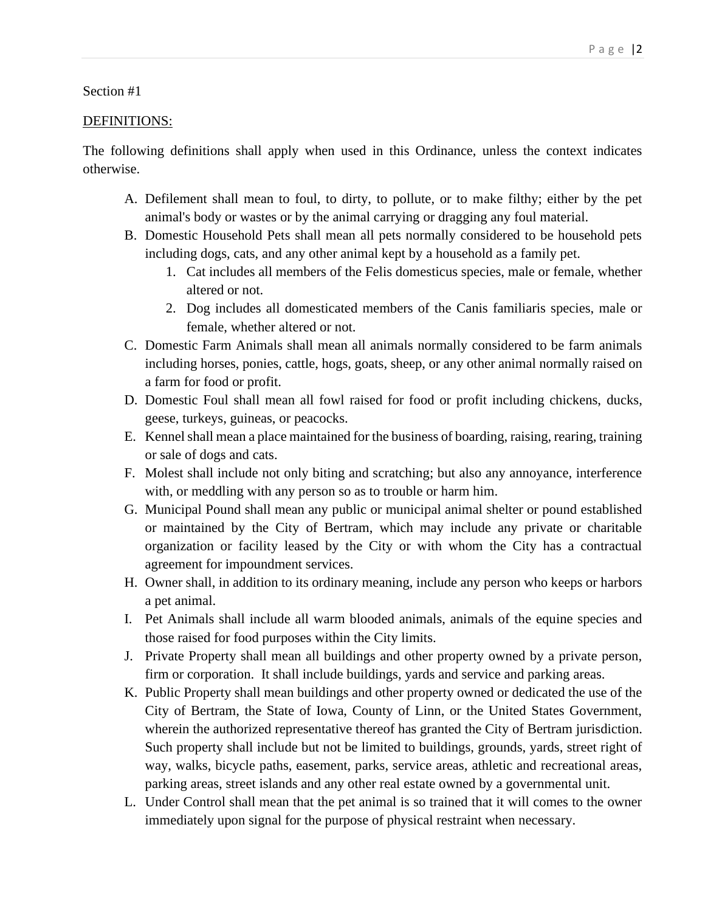Section #1

DEFINITIONS:

The following definitions shall apply when used in this Ordinance, unless the context indicates otherwise.

A. Defilement shall mean to foul, to dirty, to pollute, or to make filthy; either by the pet animal's body or wastes or by the animal carrying or dragging any foul material.
B. Domestic Household Pets shall mean all pets normally considered to be household pets including dogs, cats, and any other animal kept by a household as a family pet.
   1. Cat includes all members of the Felis domesticus species, male or female, whether altered or not.
   2. Dog includes all domesticated members of the Canis familiaris species, male or female, whether altered or not.
C. Domestic Farm Animals shall mean all animals normally considered to be farm animals including horses, ponies, cattle, hogs, goats, sheep, or any other animal normally raised on a farm for food or profit.
D. Domestic Foul shall mean all fowl raised for food or profit including chickens, ducks, geese, turkeys, guineas, or peacocks.
E. Kennel shall mean a place maintained for the business of boarding, raising, rearing, training or sale of dogs and cats.
F. Molest shall include not only biting and scratching; but also any annoyance, interference with, or meddling with any person so as to trouble or harm him.
G. Municipal Pound shall mean any public or municipal animal shelter or pound established or maintained by the City of Bertram, which may include any private or charitable organization or facility leased by the City or with whom the City has a contractual agreement for impoundment services.
H. Owner shall, in addition to its ordinary meaning, include any person who keeps or harbors a pet animal.
I. Pet Animals shall include all warm blooded animals, animals of the equine species and those raised for food purposes within the City limits.
J. Private Property shall mean all buildings and other property owned by a private person, firm or corporation. It shall include buildings, yards and service and parking areas.
K. Public Property shall mean buildings and other property owned or dedicated the use of the City of Bertram, the State of Iowa, County of Linn, or the United States Government, wherein the authorized representative thereof has granted the City of Bertram jurisdiction. Such property shall include but not be limited to buildings, grounds, yards, street right of way, walks, bicycle paths, easement, parks, service areas, athletic and recreational areas, parking areas, street islands and any other real estate owned by a governmental unit.
L. Under Control shall mean that the pet animal is so trained that it will comes to the owner immediately upon signal for the purpose of physical restraint when necessary.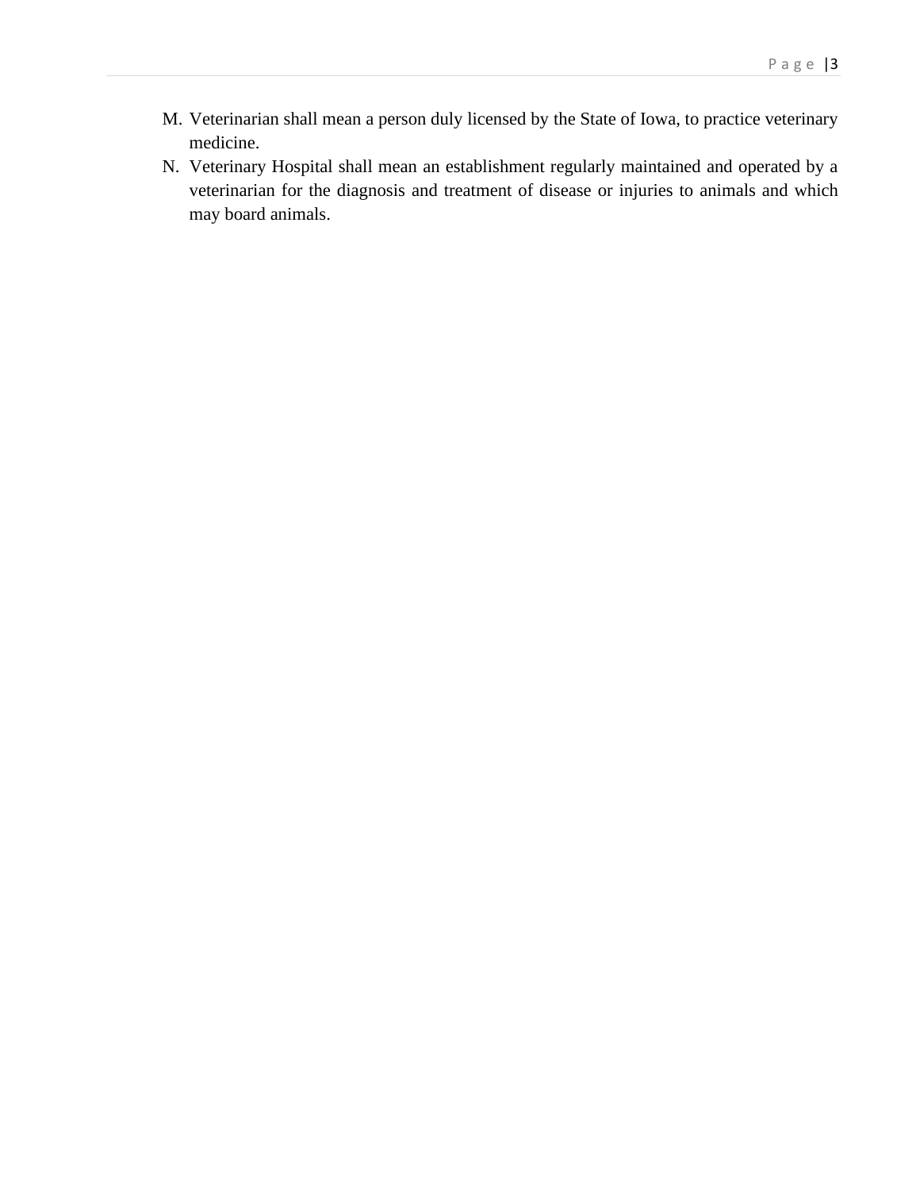M. Veterinarian shall mean a person duly licensed by the State of Iowa, to practice veterinary medicine.

N. Veterinary Hospital shall mean an establishment regularly maintained and operated by a veterinarian for the diagnosis and treatment of disease or injuries to animals and which may board animals.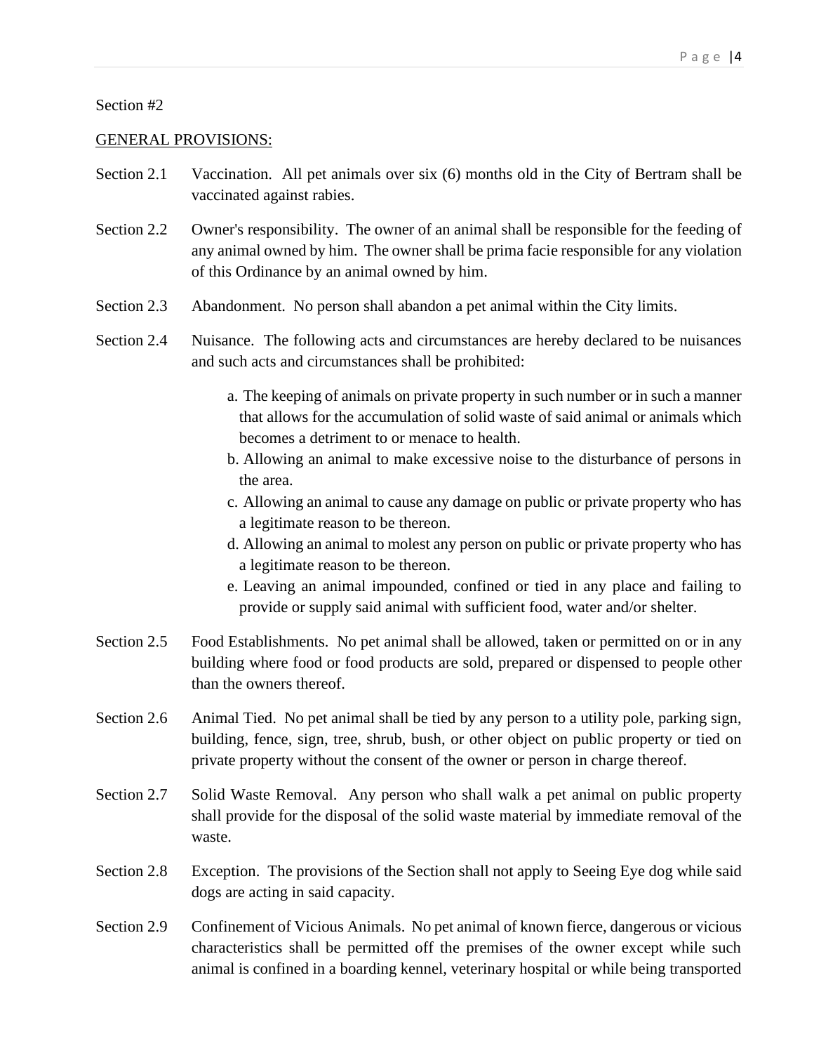Section #2

<u>GENERAL PROVISIONS:</u>

Section 2.1 Vaccination. All pet animals over six (6) months old in the City of Bertram shall be vaccinated against rabies.

Section 2.2 Owner's responsibility. The owner of an animal shall be responsible for the feeding of any animal owned by him. The owner shall be prima facie responsible for any violation of this Ordinance by an animal owned by him.

Section 2.3 Abandonment. No person shall abandon a pet animal within the City limits.

Section 2.4 Nuisance. The following acts and circumstances are hereby declared to be nuisances and such acts and circumstances shall be prohibited:

a. The keeping of animals on private property in such number or in such a manner that allows for the accumulation of solid waste of said animal or animals which becomes a detriment to or menace to health.
b. Allowing an animal to make excessive noise to the disturbance of persons in the area.
c. Allowing an animal to cause any damage on public or private property who has a legitimate reason to be thereon.
d. Allowing an animal to molest any person on public or private property who has a legitimate reason to be thereon.
e. Leaving an animal impounded, confined or tied in any place and failing to provide or supply said animal with sufficient food, water and/or shelter.

Section 2.5 Food Establishments. No pet animal shall be allowed, taken or permitted on or in any building where food or food products are sold, prepared or dispensed to people other than the owners thereof.

Section 2.6 Animal Tied. No pet animal shall be tied by any person to a utility pole, parking sign, building, fence, sign, tree, shrub, bush, or other object on public property or tied on private property without the consent of the owner or person in charge thereof.

Section 2.7 Solid Waste Removal. Any person who shall walk a pet animal on public property shall provide for the disposal of the solid waste material by immediate removal of the waste.

Section 2.8 Exception. The provisions of the Section shall not apply to Seeing Eye dog while said dogs are acting in said capacity.

Section 2.9 Confinement of Vicious Animals. No pet animal of known fierce, dangerous or vicious characteristics shall be permitted off the premises of the owner except while such animal is confined in a boarding kennel, veterinary hospital or while being transported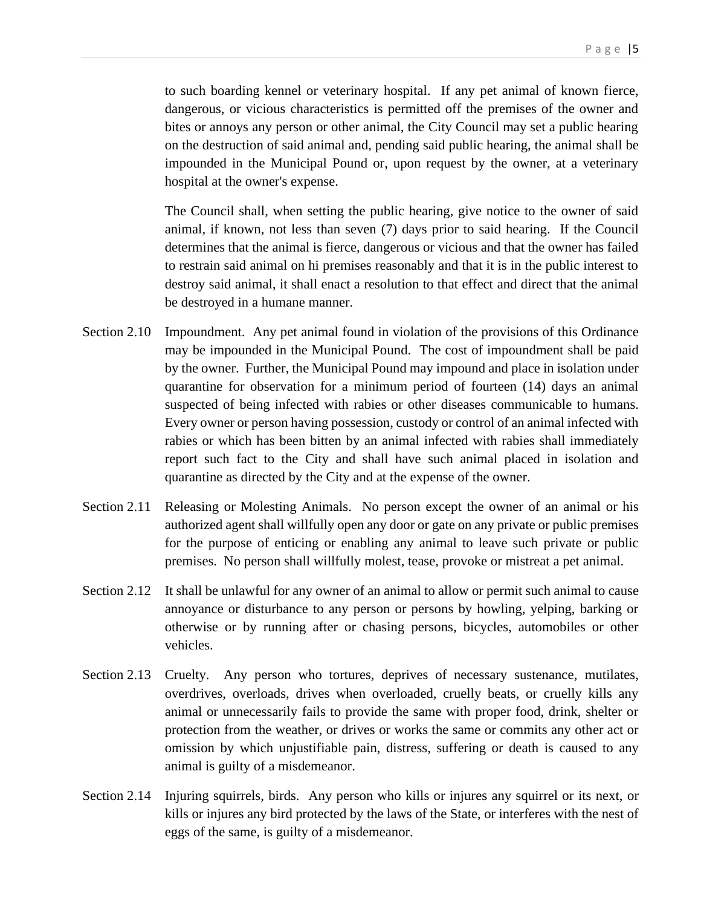to such boarding kennel or veterinary hospital. If any pet animal of known fierce, dangerous, or vicious characteristics is permitted off the premises of the owner and bites or annoys any person or other animal, the City Council may set a public hearing on the destruction of said animal and, pending said public hearing, the animal shall be impounded in the Municipal Pound or, upon request by the owner, at a veterinary hospital at the owner's expense.

The Council shall, when setting the public hearing, give notice to the owner of said animal, if known, not less than seven (7) days prior to said hearing. If the Council determines that the animal is fierce, dangerous or vicious and that the owner has failed to restrain said animal on hi premises reasonably and that it is in the public interest to destroy said animal, it shall enact a resolution to that effect and direct that the animal be destroyed in a humane manner.

Section 2.10 Impoundment. Any pet animal found in violation of the provisions of this Ordinance may be impounded in the Municipal Pound. The cost of impoundment shall be paid by the owner. Further, the Municipal Pound may impound and place in isolation under quarantine for observation for a minimum period of fourteen (14) days an animal suspected of being infected with rabies or other diseases communicable to humans. Every owner or person having possession, custody or control of an animal infected with rabies or which has been bitten by an animal infected with rabies shall immediately report such fact to the City and shall have such animal placed in isolation and quarantine as directed by the City and at the expense of the owner.

Section 2.11 Releasing or Molesting Animals. No person except the owner of an animal or his authorized agent shall willfully open any door or gate on any private or public premises for the purpose of enticing or enabling any animal to leave such private or public premises. No person shall willfully molest, tease, provoke or mistreat a pet animal.

Section 2.12 It shall be unlawful for any owner of an animal to allow or permit such animal to cause annoyance or disturbance to any person or persons by howling, yelping, barking or otherwise or by running after or chasing persons, bicycles, automobiles or other vehicles.

Section 2.13 Cruelty. Any person who tortures, deprives of necessary sustenance, mutilates, overdrives, overloads, drives when overloaded, cruelly beats, or cruelly kills any animal or unnecessarily fails to provide the same with proper food, drink, shelter or protection from the weather, or drives or works the same or commits any other act or omission by which unjustifiable pain, distress, suffering or death is caused to any animal is guilty of a misdemeanor.

Section 2.14 Injuring squirrels, birds. Any person who kills or injures any squirrel or its next, or kills or injures any bird protected by the laws of the State, or interferes with the nest of eggs of the same, is guilty of a misdemeanor.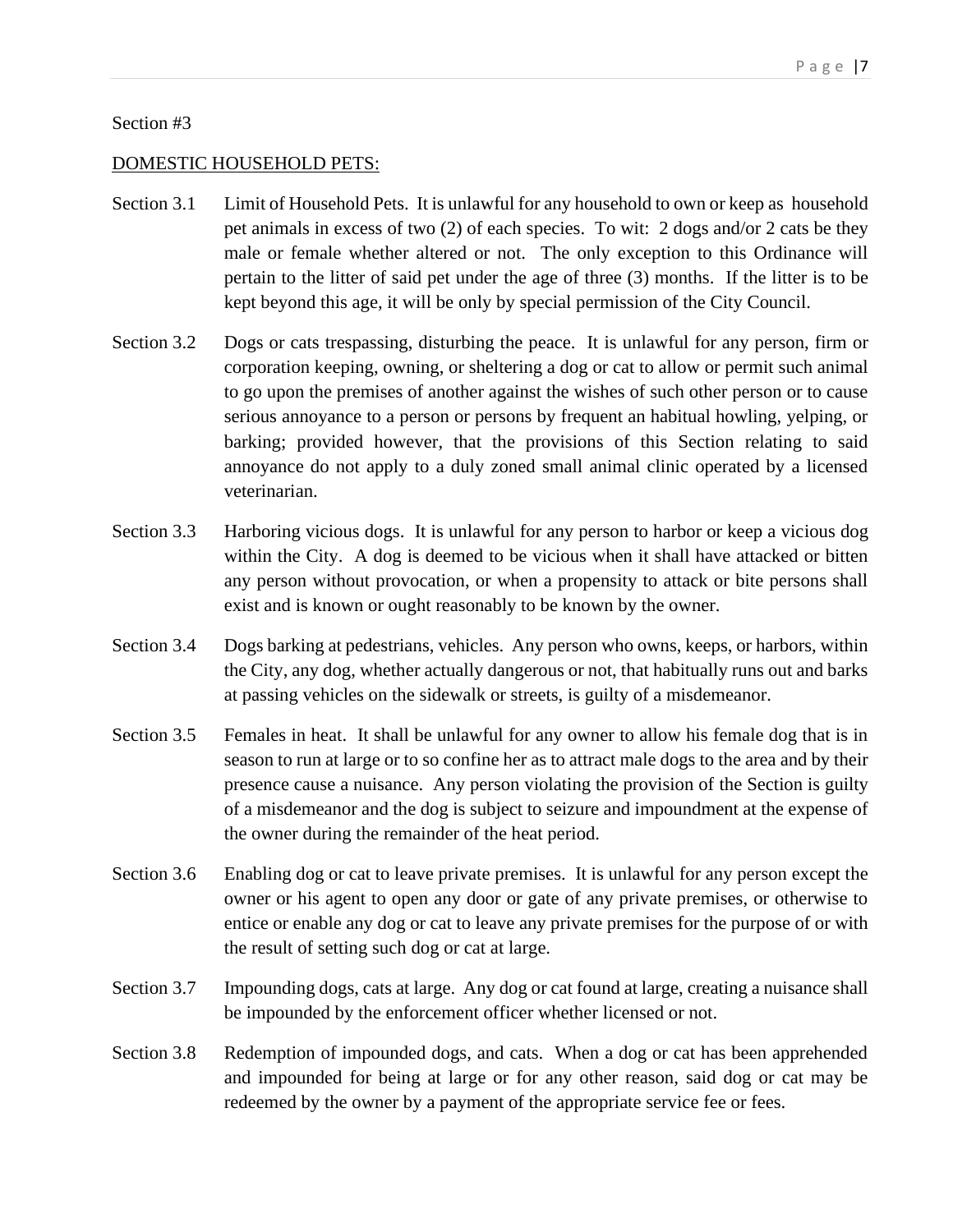Section #3

<u>DOMESTIC HOUSEHOLD PETS:</u>

Section 3.1 Limit of Household Pets. It is unlawful for any household to own or keep as household pet animals in excess of two (2) of each species. To wit: 2 dogs and/or 2 cats be they male or female whether altered or not. The only exception to this Ordinance will pertain to the litter of said pet under the age of three (3) months. If the litter is to be kept beyond this age, it will be only by special permission of the City Council.

Section 3.2 Dogs or cats trespassing, disturbing the peace. It is unlawful for any person, firm or corporation keeping, owning, or sheltering a dog or cat to allow or permit such animal to go upon the premises of another against the wishes of such other person or to cause serious annoyance to a person or persons by frequent an habitual howling, yelping, or barking; provided however, that the provisions of this Section relating to said annoyance do not apply to a duly zoned small animal clinic operated by a licensed veterinarian.

Section 3.3 Harboring vicious dogs. It is unlawful for any person to harbor or keep a vicious dog within the City. A dog is deemed to be vicious when it shall have attacked or bitten any person without provocation, or when a propensity to attack or bite persons shall exist and is known or ought reasonably to be known by the owner.

Section 3.4 Dogs barking at pedestrians, vehicles. Any person who owns, keeps, or harbors, within the City, any dog, whether actually dangerous or not, that habitually runs out and barks at passing vehicles on the sidewalk or streets, is guilty of a misdemeanor.

Section 3.5 Females in heat. It shall be unlawful for any owner to allow his female dog that is in season to run at large or to so confine her as to attract male dogs to the area and by their presence cause a nuisance. Any person violating the provision of the Section is guilty of a misdemeanor and the dog is subject to seizure and impoundment at the expense of the owner during the remainder of the heat period.

Section 3.6 Enabling dog or cat to leave private premises. It is unlawful for any person except the owner or his agent to open any door or gate of any private premises, or otherwise to entice or enable any dog or cat to leave any private premises for the purpose of or with the result of setting such dog or cat at large.

Section 3.7 Impounding dogs, cats at large. Any dog or cat found at large, creating a nuisance shall be impounded by the enforcement officer whether licensed or not.

Section 3.8 Redemption of impounded dogs, and cats. When a dog or cat has been apprehended and impounded for being at large or for any other reason, said dog or cat may be redeemed by the owner by a payment of the appropriate service fee or fees.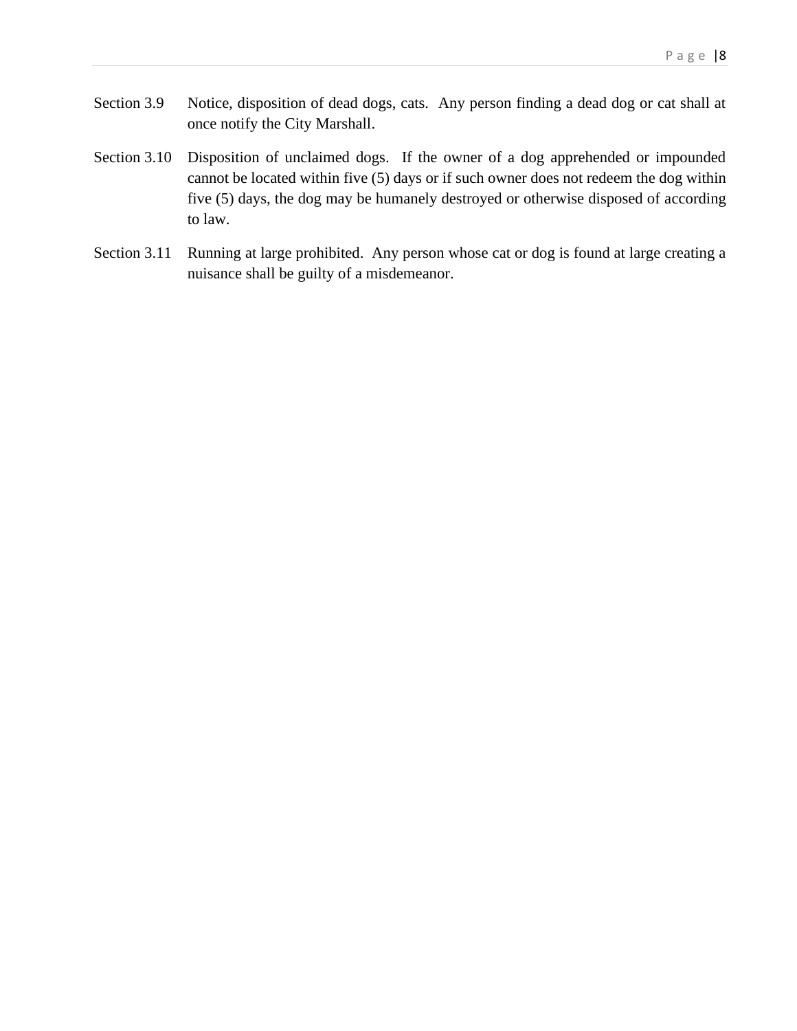Section 3.9 Notice, disposition of dead dogs, cats. Any person finding a dead dog or cat shall at once notify the City Marshall.

Section 3.10 Disposition of unclaimed dogs. If the owner of a dog apprehended or impounded cannot be located within five (5) days or if such owner does not redeem the dog within five (5) days, the dog may be humanely destroyed or otherwise disposed of according to law.

Section 3.11 Running at large prohibited. Any person whose cat or dog is found at large creating a nuisance shall be guilty of a misdemeanor.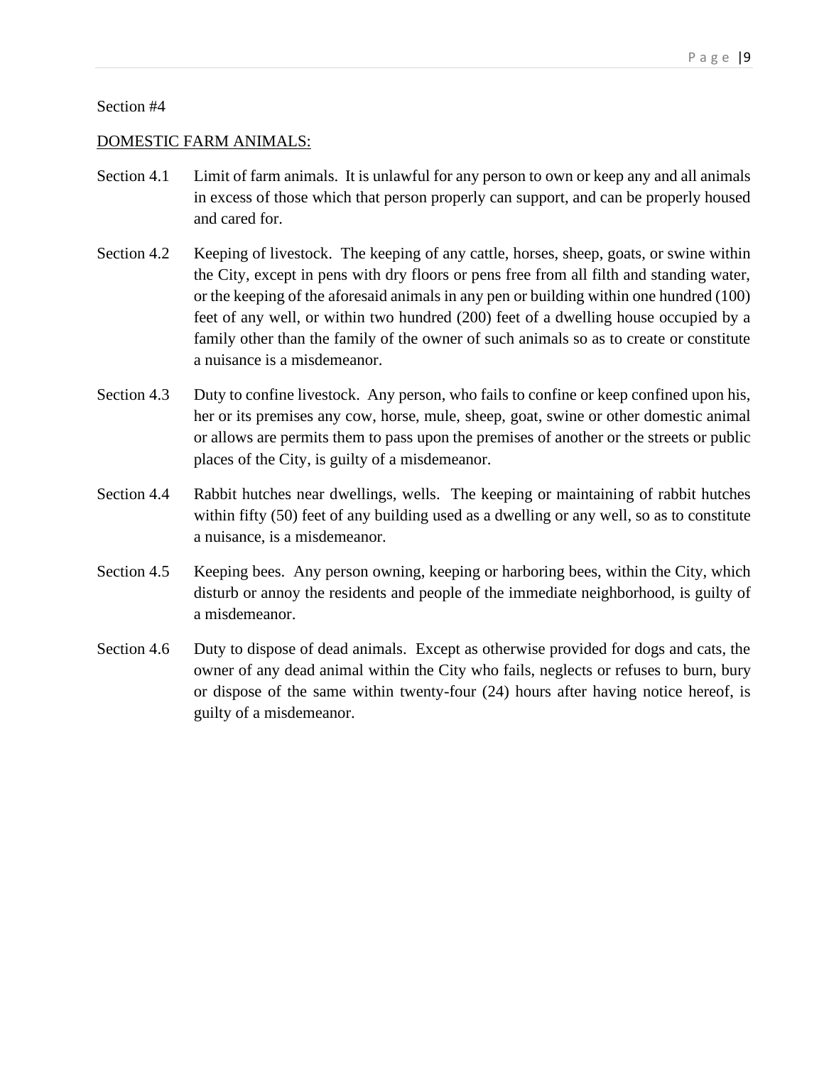Section #4

DOMESTIC FARM ANIMALS:

Section 4.1 Limit of farm animals. It is unlawful for any person to own or keep any and all animals in excess of those which that person properly can support, and can be properly housed and cared for.

Section 4.2 Keeping of livestock. The keeping of any cattle, horses, sheep, goats, or swine within the City, except in pens with dry floors or pens free from all filth and standing water, or the keeping of the aforesaid animals in any pen or building within one hundred (100) feet of any well, or within two hundred (200) feet of a dwelling house occupied by a family other than the family of the owner of such animals so as to create or constitute a nuisance is a misdemeanor.

Section 4.3 Duty to confine livestock. Any person, who fails to confine or keep confined upon his, her or its premises any cow, horse, mule, sheep, goat, swine or other domestic animal or allows are permits them to pass upon the premises of another or the streets or public places of the City, is guilty of a misdemeanor.

Section 4.4 Rabbit hutches near dwellings, wells. The keeping or maintaining of rabbit hutches within fifty (50) feet of any building used as a dwelling or any well, so as to constitute a nuisance, is a misdemeanor.

Section 4.5 Keeping bees. Any person owning, keeping or harboring bees, within the City, which disturb or annoy the residents and people of the immediate neighborhood, is guilty of a misdemeanor.

Section 4.6 Duty to dispose of dead animals. Except as otherwise provided for dogs and cats, the owner of any dead animal within the City who fails, neglects or refuses to burn, bury or dispose of the same within twenty-four (24) hours after having notice hereof, is guilty of a misdemeanor.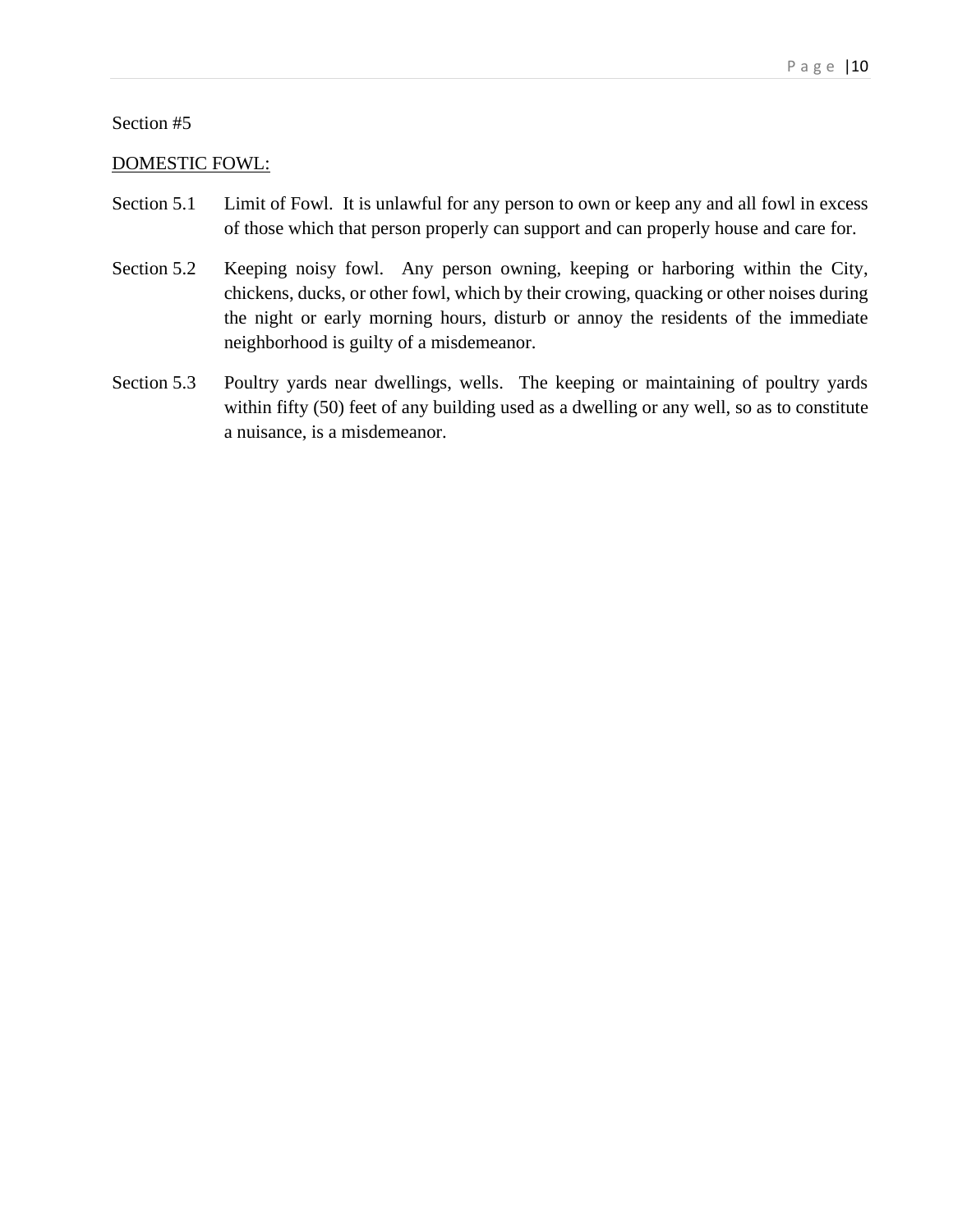Section #5

DOMESTIC FOWL:

Section 5.1 Limit of Fowl. It is unlawful for any person to own or keep any and all fowl in excess of those which that person properly can support and can properly house and care for.

Section 5.2 Keeping noisy fowl. Any person owning, keeping or harboring within the City, chickens, ducks, or other fowl, which by their crowing, quacking or other noises during the night or early morning hours, disturb or annoy the residents of the immediate neighborhood is guilty of a misdemeanor.

Section 5.3 Poultry yards near dwellings, wells. The keeping or maintaining of poultry yards within fifty (50) feet of any building used as a dwelling or any well, so as to constitute a nuisance, is a misdemeanor.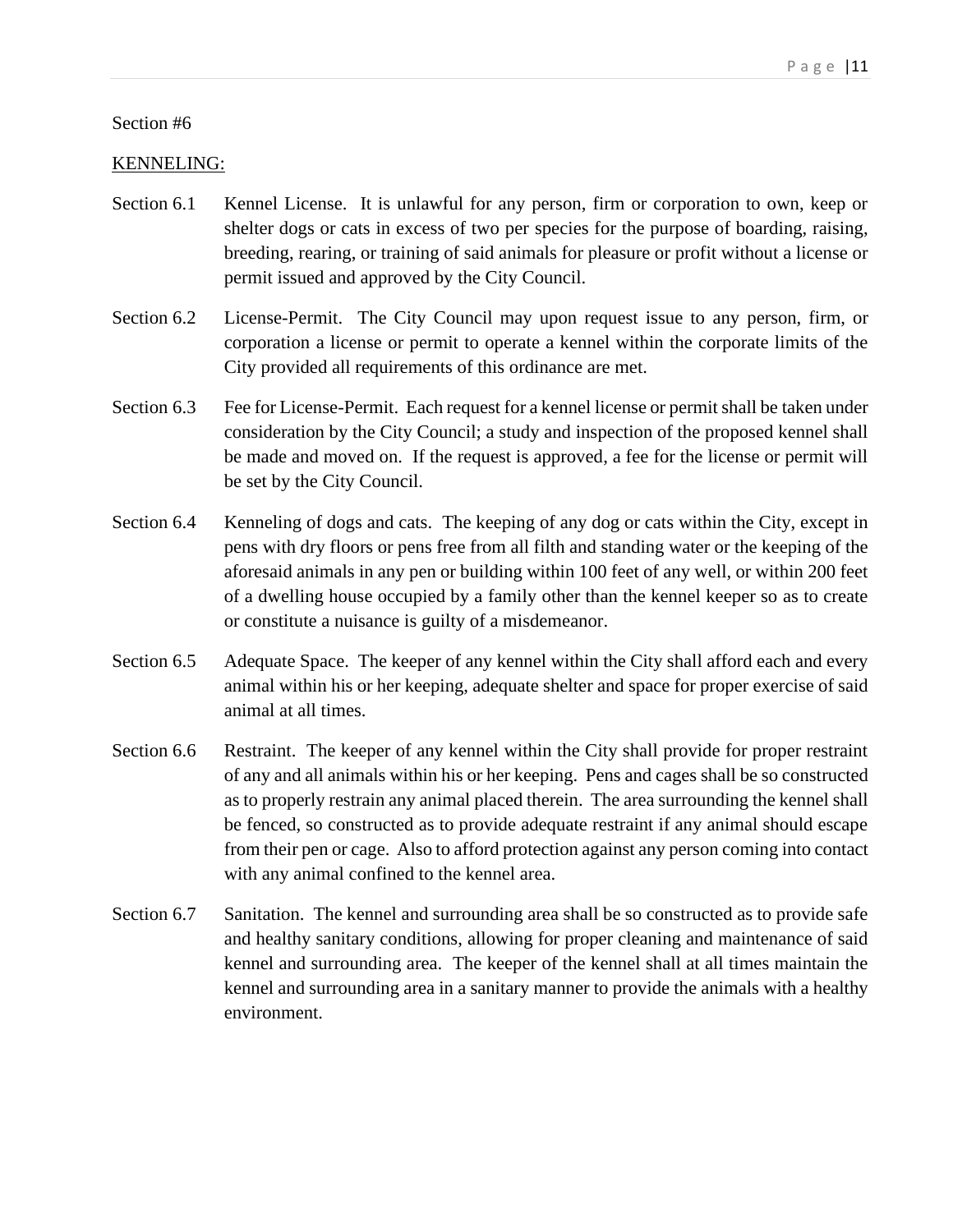Section #6

KENNELING:

Section 6.1 Kennel License. It is unlawful for any person, firm or corporation to own, keep or shelter dogs or cats in excess of two per species for the purpose of boarding, raising, breeding, rearing, or training of said animals for pleasure or profit without a license or permit issued and approved by the City Council.

Section 6.2 License-Permit. The City Council may upon request issue to any person, firm, or corporation a license or permit to operate a kennel within the corporate limits of the City provided all requirements of this ordinance are met.

Section 6.3 Fee for License-Permit. Each request for a kennel license or permit shall be taken under consideration by the City Council; a study and inspection of the proposed kennel shall be made and moved on. If the request is approved, a fee for the license or permit will be set by the City Council.

Section 6.4 Kenneling of dogs and cats. The keeping of any dog or cats within the City, except in pens with dry floors or pens free from all filth and standing water or the keeping of the aforesaid animals in any pen or building within 100 feet of any well, or within 200 feet of a dwelling house occupied by a family other than the kennel keeper so as to create or constitute a nuisance is guilty of a misdemeanor.

Section 6.5 Adequate Space. The keeper of any kennel within the City shall afford each and every animal within his or her keeping, adequate shelter and space for proper exercise of said animal at all times.

Section 6.6 Restraint. The keeper of any kennel within the City shall provide for proper restraint of any and all animals within his or her keeping. Pens and cages shall be so constructed as to properly restrain any animal placed therein. The area surrounding the kennel shall be fenced, so constructed as to provide adequate restraint if any animal should escape from their pen or cage. Also to afford protection against any person coming into contact with any animal confined to the kennel area.

Section 6.7 Sanitation. The kennel and surrounding area shall be so constructed as to provide safe and healthy sanitary conditions, allowing for proper cleaning and maintenance of said kennel and surrounding area. The keeper of the kennel shall at all times maintain the kennel and surrounding area in a sanitary manner to provide the animals with a healthy environment.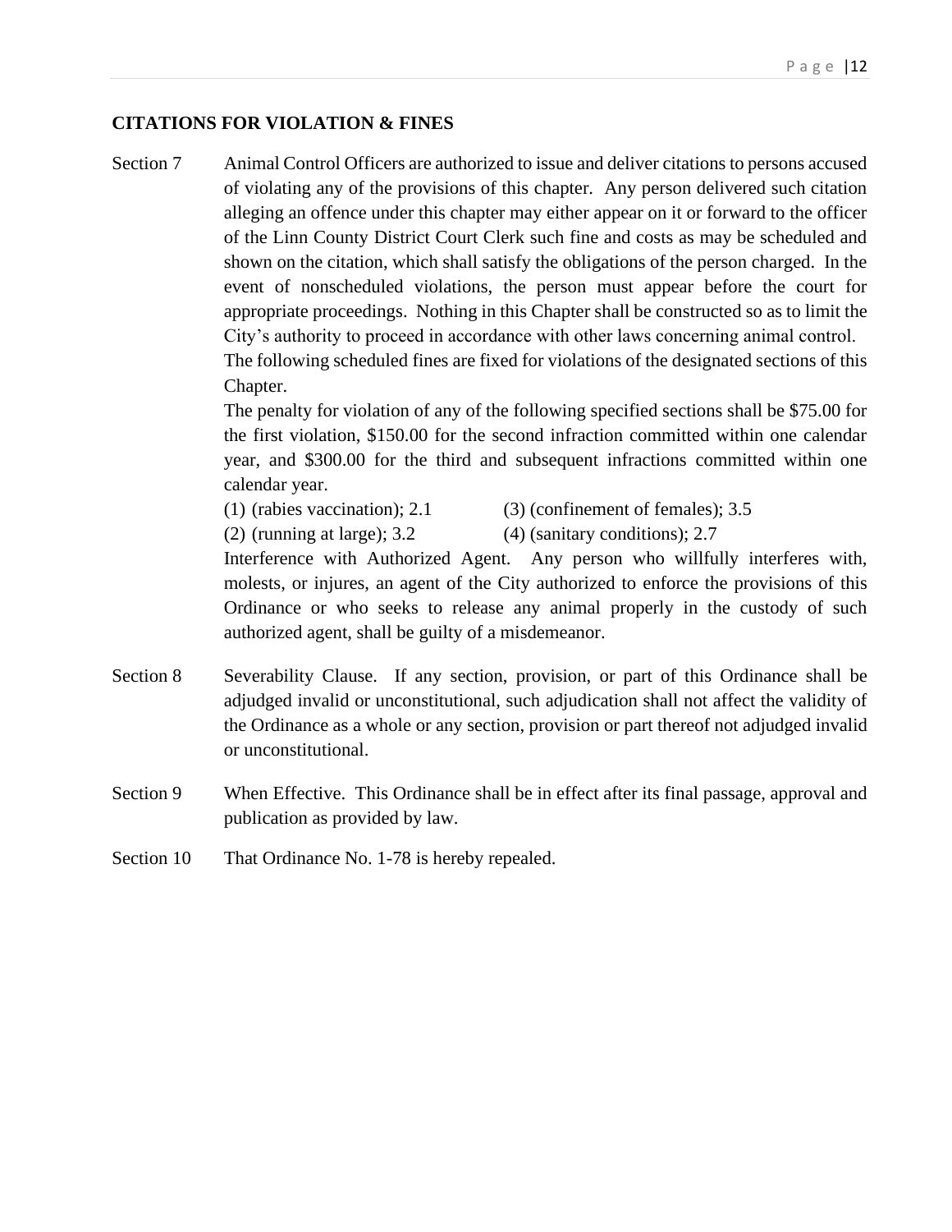## CITATIONS FOR VIOLATION & FINES

Section 7 Animal Control Officers are authorized to issue and deliver citations to persons accused of violating any of the provisions of this chapter. Any person delivered such citation alleging an offence under this chapter may either appear on it or forward to the officer of the Linn County District Court Clerk such fine and costs as may be scheduled and shown on the citation, which shall satisfy the obligations of the person charged. In the event of nonscheduled violations, the person must appear before the court for appropriate proceedings. Nothing in this Chapter shall be constructed so as to limit the City's authority to proceed in accordance with other laws concerning animal control.

The following scheduled fines are fixed for violations of the designated sections of this Chapter.

The penalty for violation of any of the following specified sections shall be $75.00 for the first violation, $150.00 for the second infraction committed within one calendar year, and $300.00 for the third and subsequent infractions committed within one calendar year.

(1) (rabies vaccination); 2.1
(2) (running at large); 3.2
(3) (confinement of females); 3.5
(4) (sanitary conditions); 2.7

Interference with Authorized Agent. Any person who willfully interferes with, molests, or injures, an agent of the City authorized to enforce the provisions of this Ordinance or who seeks to release any animal properly in the custody of such authorized agent, shall be guilty of a misdemeanor.

Section 8 Severability Clause. If any section, provision, or part of this Ordinance shall be adjudged invalid or unconstitutional, such adjudication shall not affect the validity of the Ordinance as a whole or any section, provision or part thereof not adjudged invalid or unconstitutional.

Section 9 When Effective. This Ordinance shall be in effect after its final passage, approval and publication as provided by law.

Section 10 That Ordinance No. 1-78 is hereby repealed.